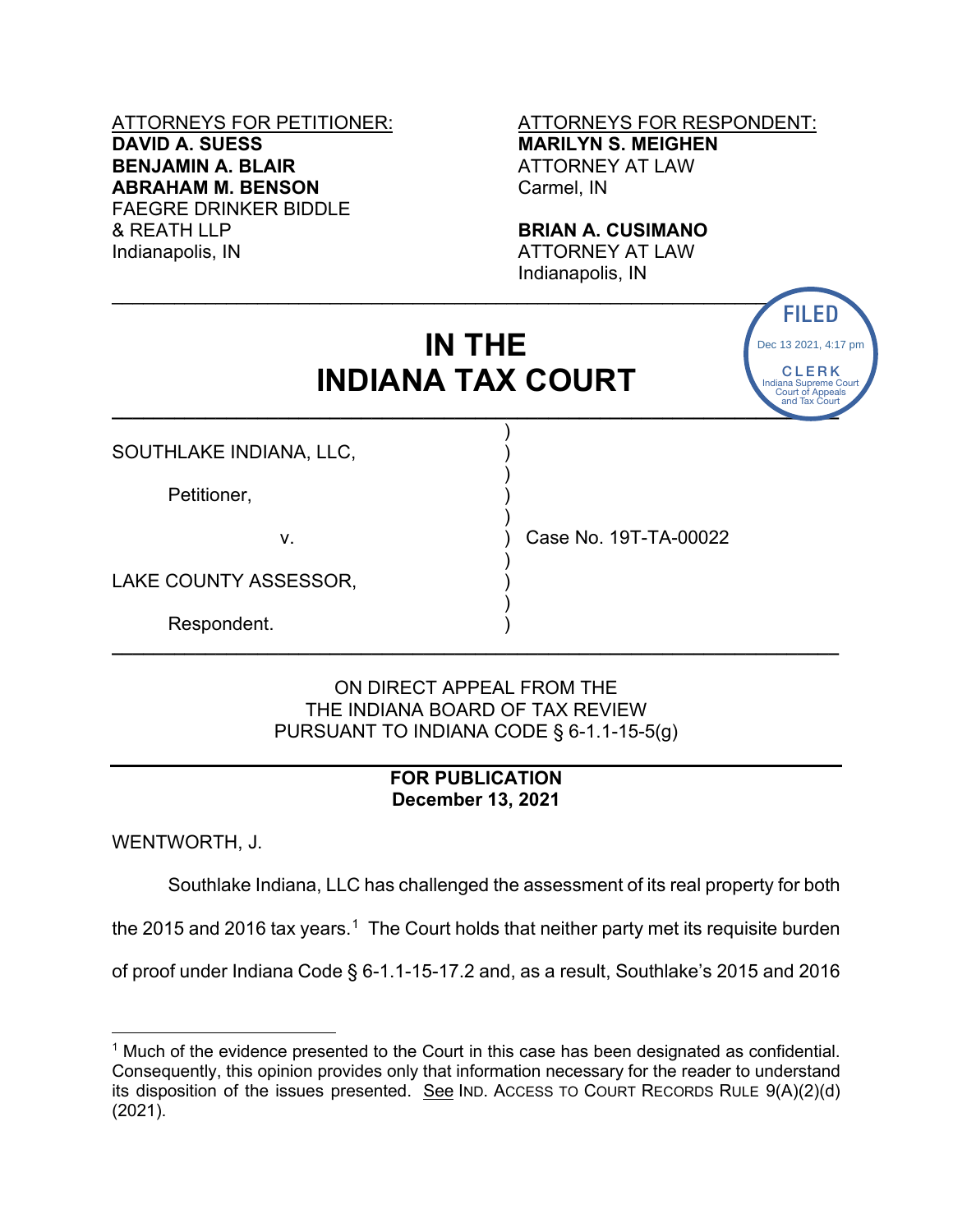ATTORNEYS FOR PETITIONER:
**DAVID A. SUESS**
**BENJAMIN A. BLAIR**
**ABRAHAM M. BENSON**
FAEGRE DRINKER BIDDLE & REATH LLP
Indianapolis, IN

ATTORNEYS FOR RESPONDENT:
**MARILYN S. MEIGHEN**
ATTORNEY AT LAW
Carmel, IN

**BRIAN A. CUSIMANO**
ATTORNEY AT LAW
Indianapolis, IN

FILED
Dec 13 2021, 4:17 pm
CLERK
Indiana Supreme Court
Court of Appeals
and Tax Court

# IN THE INDIANA TAX COURT

SOUTHLAKE INDIANA, LLC,

Petitioner,

v.

LAKE COUNTY ASSESSOR,

Respondent.

Case No. 19T-TA-00022

ON DIRECT APPEAL FROM THE
THE INDIANA BOARD OF TAX REVIEW
PURSUANT TO INDIANA CODE § 6-1.1-15-5(g)

**FOR PUBLICATION**
**December 13, 2021**

WENTWORTH, J.

Southlake Indiana, LLC has challenged the assessment of its real property for both the 2015 and 2016 tax years.[1] The Court holds that neither party met its requisite burden of proof under Indiana Code § 6-1.1-15-17.2 and, as a result, Southlake's 2015 and 2016

[1] Much of the evidence presented to the Court in this case has been designated as confidential. Consequently, this opinion provides only that information necessary for the reader to understand its disposition of the issues presented. See IND. ACCESS TO COURT RECORDS RULE 9(A)(2)(d) (2021).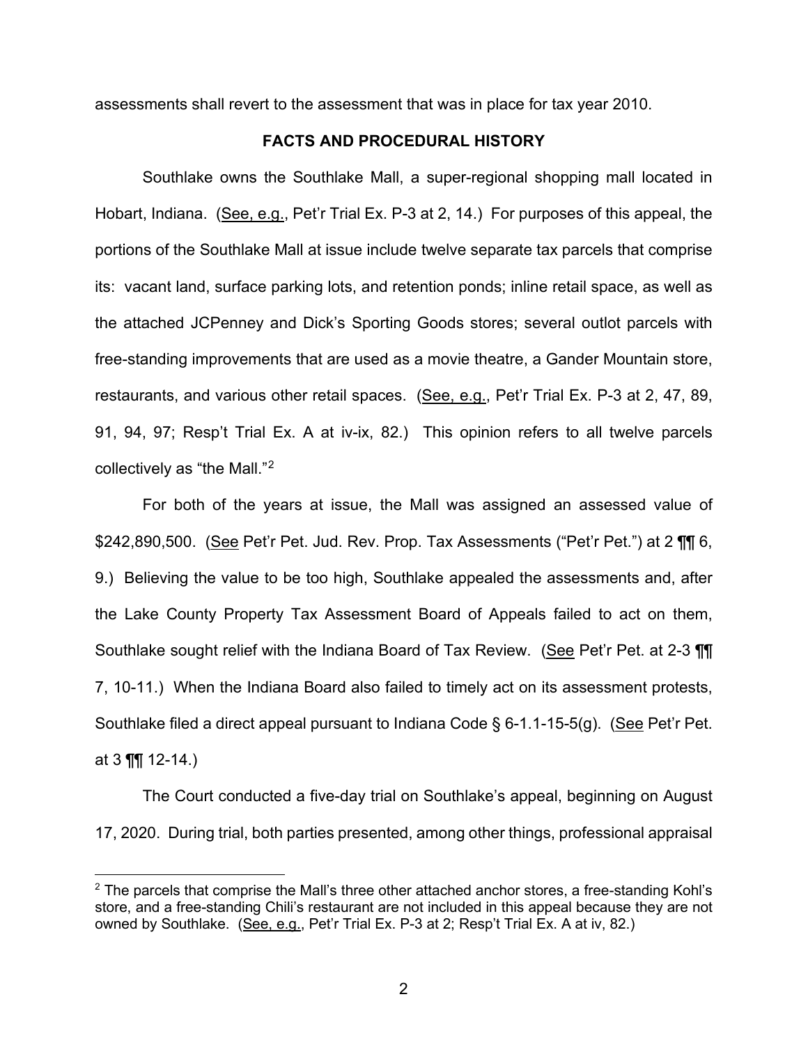assessments shall revert to the assessment that was in place for tax year 2010.

## FACTS AND PROCEDURAL HISTORY

Southlake owns the Southlake Mall, a super-regional shopping mall located in Hobart, Indiana. (See, e.g., Pet'r Trial Ex. P-3 at 2, 14.) For purposes of this appeal, the portions of the Southlake Mall at issue include twelve separate tax parcels that comprise its: vacant land, surface parking lots, and retention ponds; inline retail space, as well as the attached JCPenney and Dick's Sporting Goods stores; several outlot parcels with free-standing improvements that are used as a movie theatre, a Gander Mountain store, restaurants, and various other retail spaces. (See, e.g., Pet'r Trial Ex. P-3 at 2, 47, 89, 91, 94, 97; Resp't Trial Ex. A at iv-ix, 82.) This opinion refers to all twelve parcels collectively as "the Mall."[2]

For both of the years at issue, the Mall was assigned an assessed value of $242,890,500. (See Pet'r Pet. Jud. Rev. Prop. Tax Assessments ("Pet'r Pet.") at 2 ¶¶ 6, 9.) Believing the value to be too high, Southlake appealed the assessments and, after the Lake County Property Tax Assessment Board of Appeals failed to act on them, Southlake sought relief with the Indiana Board of Tax Review. (See Pet'r Pet. at 2-3 ¶¶ 7, 10-11.) When the Indiana Board also failed to timely act on its assessment protests, Southlake filed a direct appeal pursuant to Indiana Code § 6-1.1-15-5(g). (See Pet'r Pet. at 3 ¶¶ 12-14.)

The Court conducted a five-day trial on Southlake's appeal, beginning on August 17, 2020. During trial, both parties presented, among other things, professional appraisal

[2] The parcels that comprise the Mall's three other attached anchor stores, a free-standing Kohl's store, and a free-standing Chili's restaurant are not included in this appeal because they are not owned by Southlake. (See, e.g., Pet'r Trial Ex. P-3 at 2; Resp't Trial Ex. A at iv, 82.)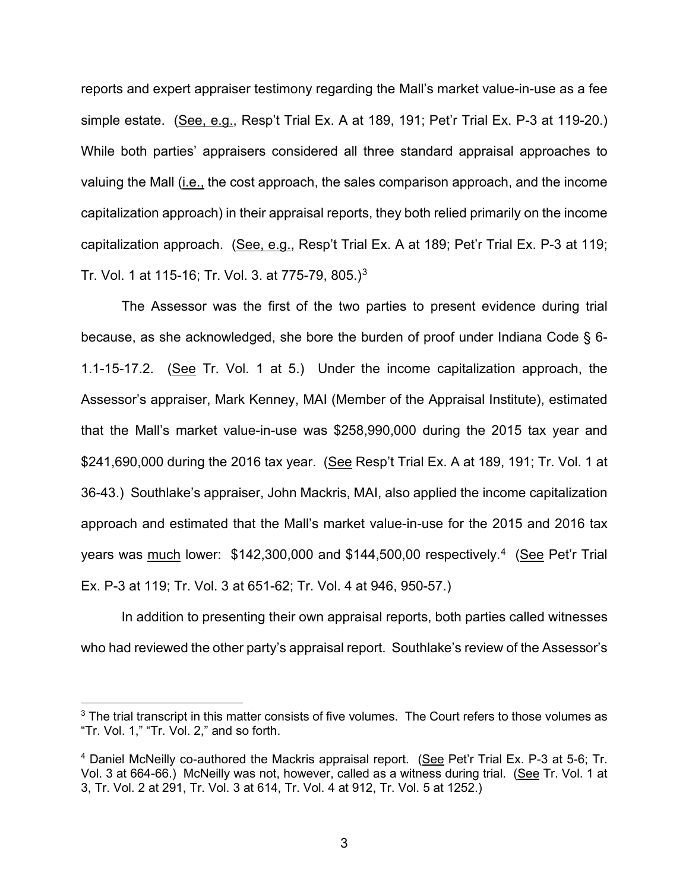reports and expert appraiser testimony regarding the Mall's market value-in-use as a fee simple estate. (See, e.g., Resp't Trial Ex. A at 189, 191; Pet'r Trial Ex. P-3 at 119-20.) While both parties' appraisers considered all three standard appraisal approaches to valuing the Mall (i.e., the cost approach, the sales comparison approach, and the income capitalization approach) in their appraisal reports, they both relied primarily on the income capitalization approach. (See, e.g., Resp't Trial Ex. A at 189; Pet'r Trial Ex. P-3 at 119; Tr. Vol. 1 at 115-16; Tr. Vol. 3. at 775-79, 805.)[3]

The Assessor was the first of the two parties to present evidence during trial because, as she acknowledged, she bore the burden of proof under Indiana Code § 6-1.1-15-17.2. (See Tr. Vol. 1 at 5.) Under the income capitalization approach, the Assessor's appraiser, Mark Kenney, MAI (Member of the Appraisal Institute), estimated that the Mall's market value-in-use was $258,990,000 during the 2015 tax year and $241,690,000 during the 2016 tax year. (See Resp't Trial Ex. A at 189, 191; Tr. Vol. 1 at 36-43.) Southlake's appraiser, John Mackris, MAI, also applied the income capitalization approach and estimated that the Mall's market value-in-use for the 2015 and 2016 tax years was <u>much</u> lower: $142,300,000 and $144,500,00 respectively.[4] (See Pet'r Trial Ex. P-3 at 119; Tr. Vol. 3 at 651-62; Tr. Vol. 4 at 946, 950-57.)

In addition to presenting their own appraisal reports, both parties called witnesses who had reviewed the other party's appraisal report. Southlake's review of the Assessor's

---

[3] The trial transcript in this matter consists of five volumes. The Court refers to those volumes as "Tr. Vol. 1," "Tr. Vol. 2," and so forth.

[4] Daniel McNeilly co-authored the Mackris appraisal report. (See Pet'r Trial Ex. P-3 at 5-6; Tr. Vol. 3 at 664-66.) McNeilly was not, however, called as a witness during trial. (See Tr. Vol. 1 at 3, Tr. Vol. 2 at 291, Tr. Vol. 3 at 614, Tr. Vol. 4 at 912, Tr. Vol. 5 at 1252.)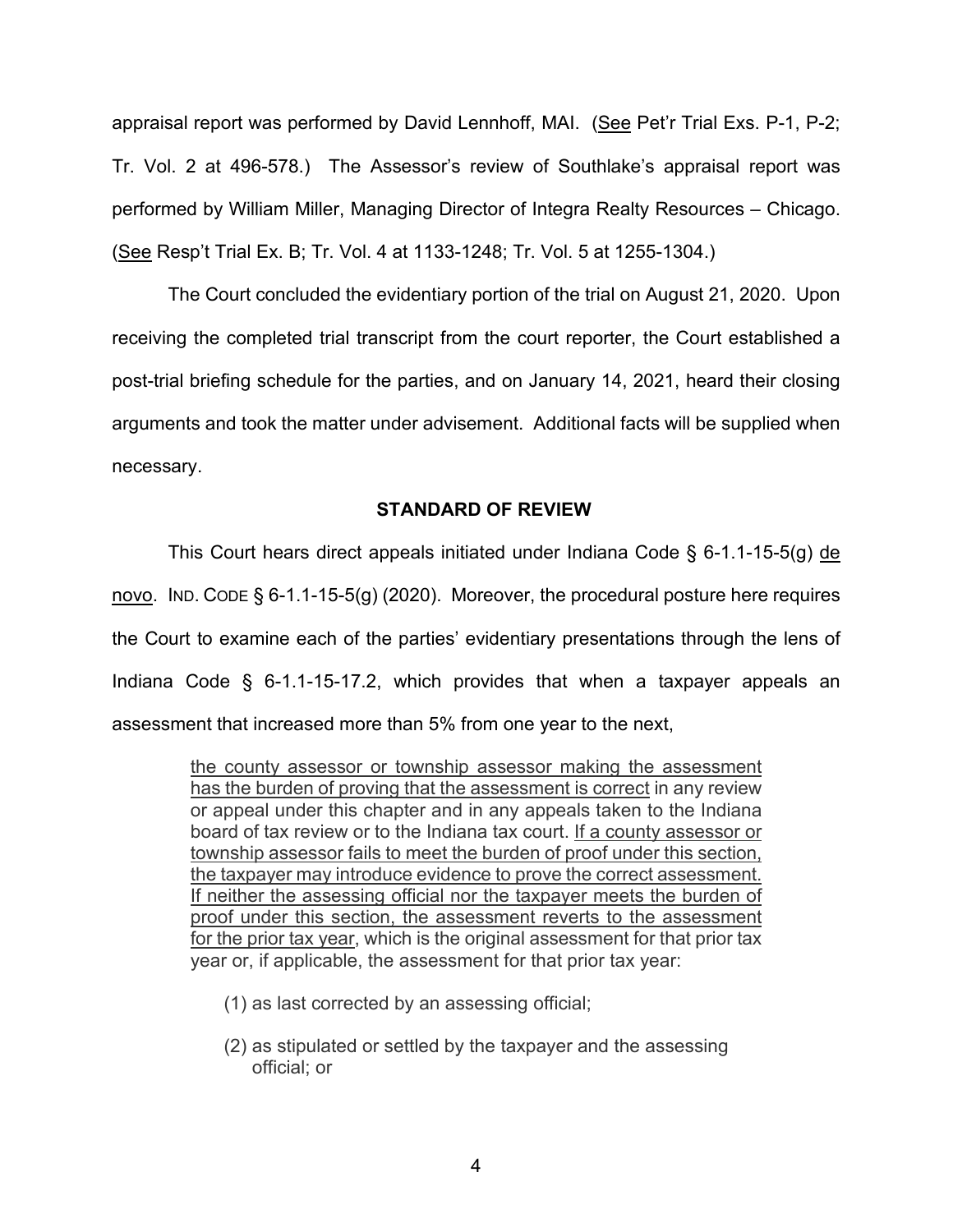appraisal report was performed by David Lennhoff, MAI. (See Pet'r Trial Exs. P-1, P-2; Tr. Vol. 2 at 496-578.) The Assessor's review of Southlake's appraisal report was performed by William Miller, Managing Director of Integra Realty Resources – Chicago. (See Resp't Trial Ex. B; Tr. Vol. 4 at 1133-1248; Tr. Vol. 5 at 1255-1304.)

The Court concluded the evidentiary portion of the trial on August 21, 2020. Upon receiving the completed trial transcript from the court reporter, the Court established a post-trial briefing schedule for the parties, and on January 14, 2021, heard their closing arguments and took the matter under advisement. Additional facts will be supplied when necessary.

## STANDARD OF REVIEW

This Court hears direct appeals initiated under Indiana Code § 6-1.1-15-5(g) de novo. IND. CODE § 6-1.1-15-5(g) (2020). Moreover, the procedural posture here requires the Court to examine each of the parties' evidentiary presentations through the lens of Indiana Code § 6-1.1-15-17.2, which provides that when a taxpayer appeals an assessment that increased more than 5% from one year to the next,

> the county assessor or township assessor making the assessment has the burden of proving that the assessment is correct in any review or appeal under this chapter and in any appeals taken to the Indiana board of tax review or to the Indiana tax court. If a county assessor or township assessor fails to meet the burden of proof under this section, the taxpayer may introduce evidence to prove the correct assessment. If neither the assessing official nor the taxpayer meets the burden of proof under this section, the assessment reverts to the assessment for the prior tax year, which is the original assessment for that prior tax year or, if applicable, the assessment for that prior tax year:
>
> (1) as last corrected by an assessing official;
>
> (2) as stipulated or settled by the taxpayer and the assessing official; or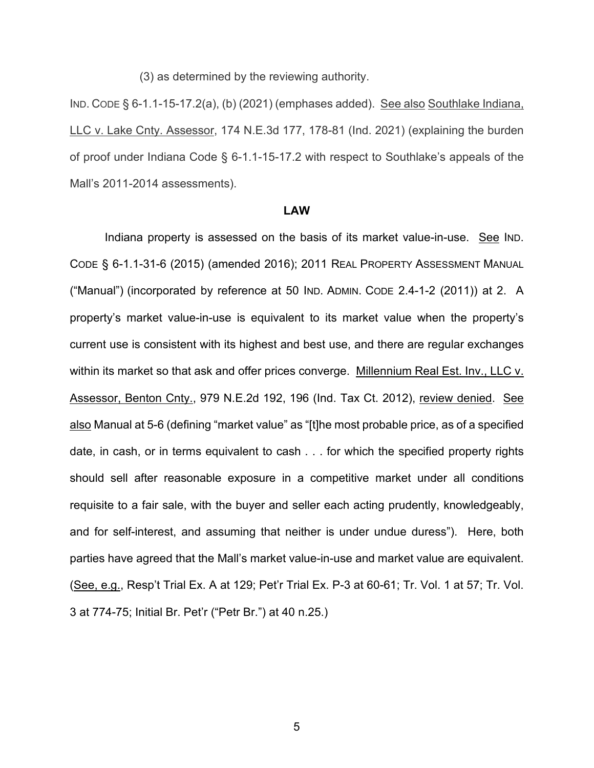(3) as determined by the reviewing authority.

IND. CODE § 6-1.1-15-17.2(a), (b) (2021) (emphases added). See also Southlake Indiana, LLC v. Lake Cnty. Assessor, 174 N.E.3d 177, 178-81 (Ind. 2021) (explaining the burden of proof under Indiana Code § 6-1.1-15-17.2 with respect to Southlake's appeals of the Mall's 2011-2014 assessments).

## LAW

Indiana property is assessed on the basis of its market value-in-use. See IND. CODE § 6-1.1-31-6 (2015) (amended 2016); 2011 REAL PROPERTY ASSESSMENT MANUAL ("Manual") (incorporated by reference at 50 IND. ADMIN. CODE 2.4-1-2 (2011)) at 2. A property's market value-in-use is equivalent to its market value when the property's current use is consistent with its highest and best use, and there are regular exchanges within its market so that ask and offer prices converge. Millennium Real Est. Inv., LLC v. Assessor, Benton Cnty., 979 N.E.2d 192, 196 (Ind. Tax Ct. 2012), review denied. See also Manual at 5-6 (defining "market value" as "[t]he most probable price, as of a specified date, in cash, or in terms equivalent to cash . . . for which the specified property rights should sell after reasonable exposure in a competitive market under all conditions requisite to a fair sale, with the buyer and seller each acting prudently, knowledgeably, and for self-interest, and assuming that neither is under undue duress"). Here, both parties have agreed that the Mall's market value-in-use and market value are equivalent. (See, e.g., Resp't Trial Ex. A at 129; Pet'r Trial Ex. P-3 at 60-61; Tr. Vol. 1 at 57; Tr. Vol. 3 at 774-75; Initial Br. Pet'r ("Petr Br.") at 40 n.25.)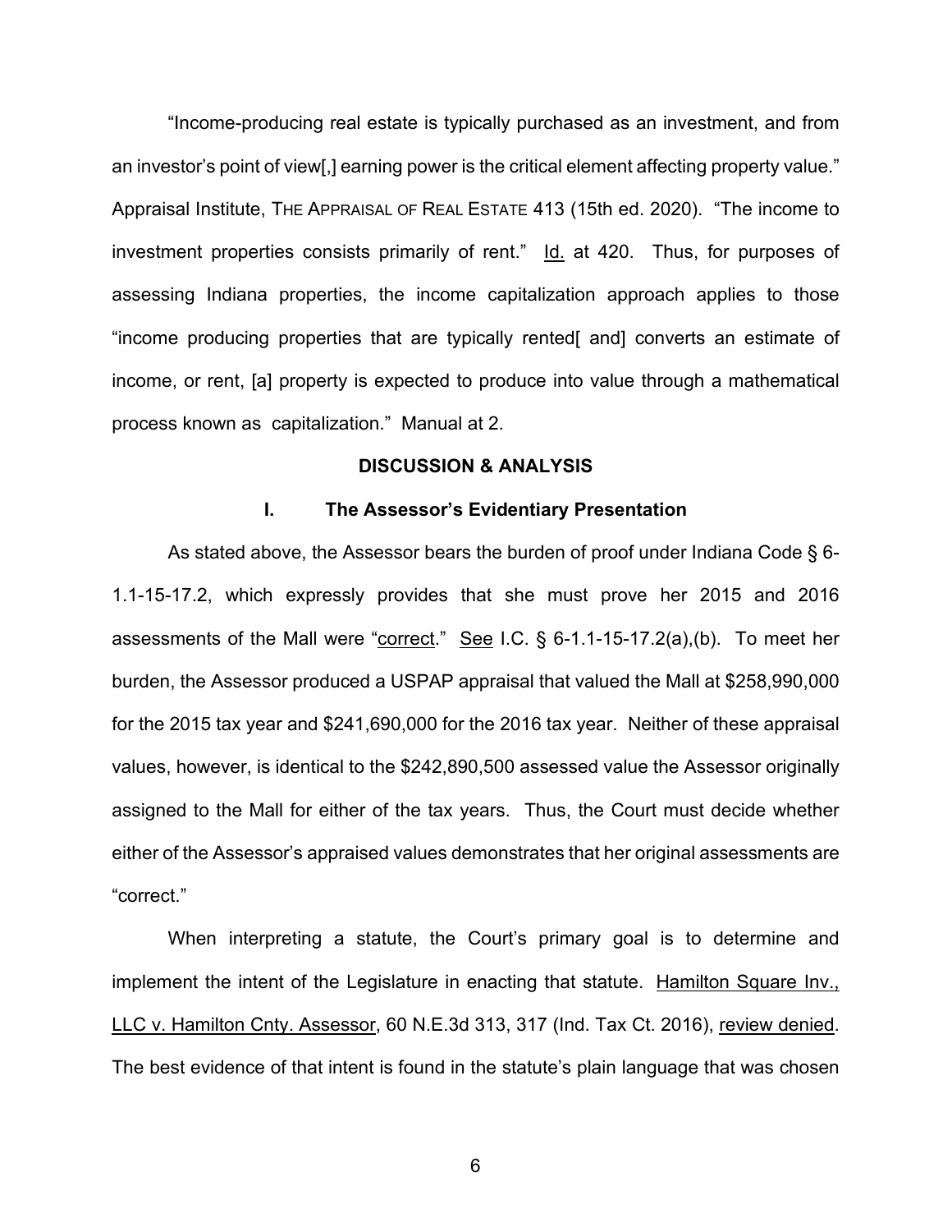"Income-producing real estate is typically purchased as an investment, and from an investor's point of view[,] earning power is the critical element affecting property value." Appraisal Institute, THE APPRAISAL OF REAL ESTATE 413 (15th ed. 2020). "The income to investment properties consists primarily of rent." Id. at 420. Thus, for purposes of assessing Indiana properties, the income capitalization approach applies to those "income producing properties that are typically rented[ and] converts an estimate of income, or rent, [a] property is expected to produce into value through a mathematical process known as capitalization." Manual at 2.

**DISCUSSION & ANALYSIS**

**I. The Assessor's Evidentiary Presentation**

As stated above, the Assessor bears the burden of proof under Indiana Code § 6-1.1-15-17.2, which expressly provides that she must prove her 2015 and 2016 assessments of the Mall were "correct." See I.C. § 6-1.1-15-17.2(a),(b). To meet her burden, the Assessor produced a USPAP appraisal that valued the Mall at $258,990,000 for the 2015 tax year and $241,690,000 for the 2016 tax year. Neither of these appraisal values, however, is identical to the $242,890,500 assessed value the Assessor originally assigned to the Mall for either of the tax years. Thus, the Court must decide whether either of the Assessor's appraised values demonstrates that her original assessments are "correct."

When interpreting a statute, the Court's primary goal is to determine and implement the intent of the Legislature in enacting that statute. Hamilton Square Inv., LLC v. Hamilton Cnty. Assessor, 60 N.E.3d 313, 317 (Ind. Tax Ct. 2016), review denied. The best evidence of that intent is found in the statute's plain language that was chosen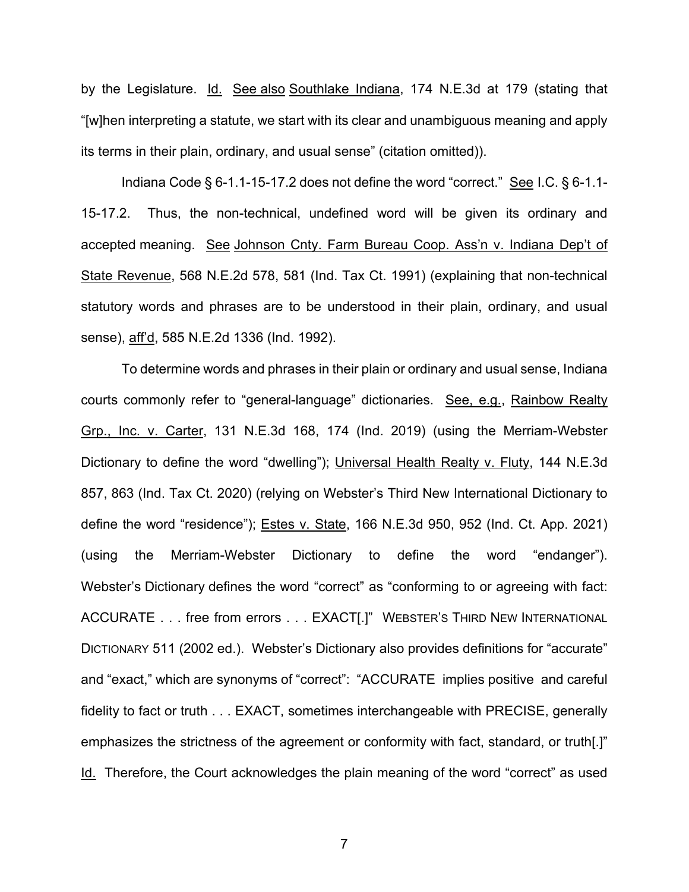by the Legislature. Id. See also Southlake Indiana, 174 N.E.3d at 179 (stating that "[w]hen interpreting a statute, we start with its clear and unambiguous meaning and apply its terms in their plain, ordinary, and usual sense" (citation omitted)).

Indiana Code § 6-1.1-15-17.2 does not define the word "correct." See I.C. § 6-1.1-15-17.2. Thus, the non-technical, undefined word will be given its ordinary and accepted meaning. See Johnson Cnty. Farm Bureau Coop. Ass'n v. Indiana Dep't of State Revenue, 568 N.E.2d 578, 581 (Ind. Tax Ct. 1991) (explaining that non-technical statutory words and phrases are to be understood in their plain, ordinary, and usual sense), aff'd, 585 N.E.2d 1336 (Ind. 1992).

To determine words and phrases in their plain or ordinary and usual sense, Indiana courts commonly refer to "general-language" dictionaries. See, e.g., Rainbow Realty Grp., Inc. v. Carter, 131 N.E.3d 168, 174 (Ind. 2019) (using the Merriam-Webster Dictionary to define the word "dwelling"); Universal Health Realty v. Fluty, 144 N.E.3d 857, 863 (Ind. Tax Ct. 2020) (relying on Webster's Third New International Dictionary to define the word "residence"); Estes v. State, 166 N.E.3d 950, 952 (Ind. Ct. App. 2021) (using the Merriam-Webster Dictionary to define the word "endanger"). Webster's Dictionary defines the word "correct" as "conforming to or agreeing with fact: ACCURATE . . . free from errors . . . EXACT[.]" WEBSTER'S THIRD NEW INTERNATIONAL DICTIONARY 511 (2002 ed.). Webster's Dictionary also provides definitions for "accurate" and "exact," which are synonyms of "correct": "ACCURATE implies positive and careful fidelity to fact or truth . . . EXACT, sometimes interchangeable with PRECISE, generally emphasizes the strictness of the agreement or conformity with fact, standard, or truth[.]" Id. Therefore, the Court acknowledges the plain meaning of the word "correct" as used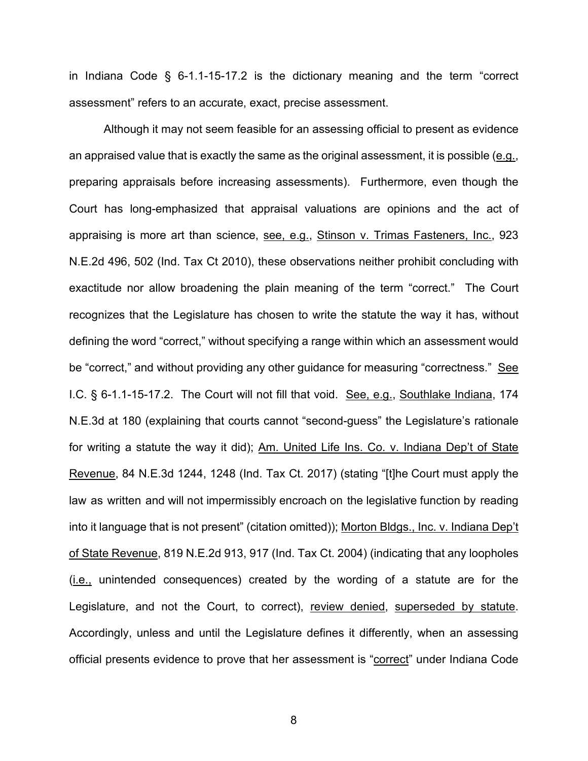in Indiana Code § 6-1.1-15-17.2 is the dictionary meaning and the term "correct assessment" refers to an accurate, exact, precise assessment.

Although it may not seem feasible for an assessing official to present as evidence an appraised value that is exactly the same as the original assessment, it is possible (e.g., preparing appraisals before increasing assessments). Furthermore, even though the Court has long-emphasized that appraisal valuations are opinions and the act of appraising is more art than science, see, e.g., Stinson v. Trimas Fasteners, Inc., 923 N.E.2d 496, 502 (Ind. Tax Ct 2010), these observations neither prohibit concluding with exactitude nor allow broadening the plain meaning of the term "correct." The Court recognizes that the Legislature has chosen to write the statute the way it has, without defining the word "correct," without specifying a range within which an assessment would be "correct," and without providing any other guidance for measuring "correctness." See I.C. § 6-1.1-15-17.2. The Court will not fill that void. See, e.g., Southlake Indiana, 174 N.E.3d at 180 (explaining that courts cannot "second-guess" the Legislature's rationale for writing a statute the way it did); Am. United Life Ins. Co. v. Indiana Dep't of State Revenue, 84 N.E.3d 1244, 1248 (Ind. Tax Ct. 2017) (stating "[t]he Court must apply the law as written and will not impermissibly encroach on the legislative function by reading into it language that is not present" (citation omitted)); Morton Bldgs., Inc. v. Indiana Dep't of State Revenue, 819 N.E.2d 913, 917 (Ind. Tax Ct. 2004) (indicating that any loopholes (i.e., unintended consequences) created by the wording of a statute are for the Legislature, and not the Court, to correct), review denied, superseded by statute. Accordingly, unless and until the Legislature defines it differently, when an assessing official presents evidence to prove that her assessment is "correct" under Indiana Code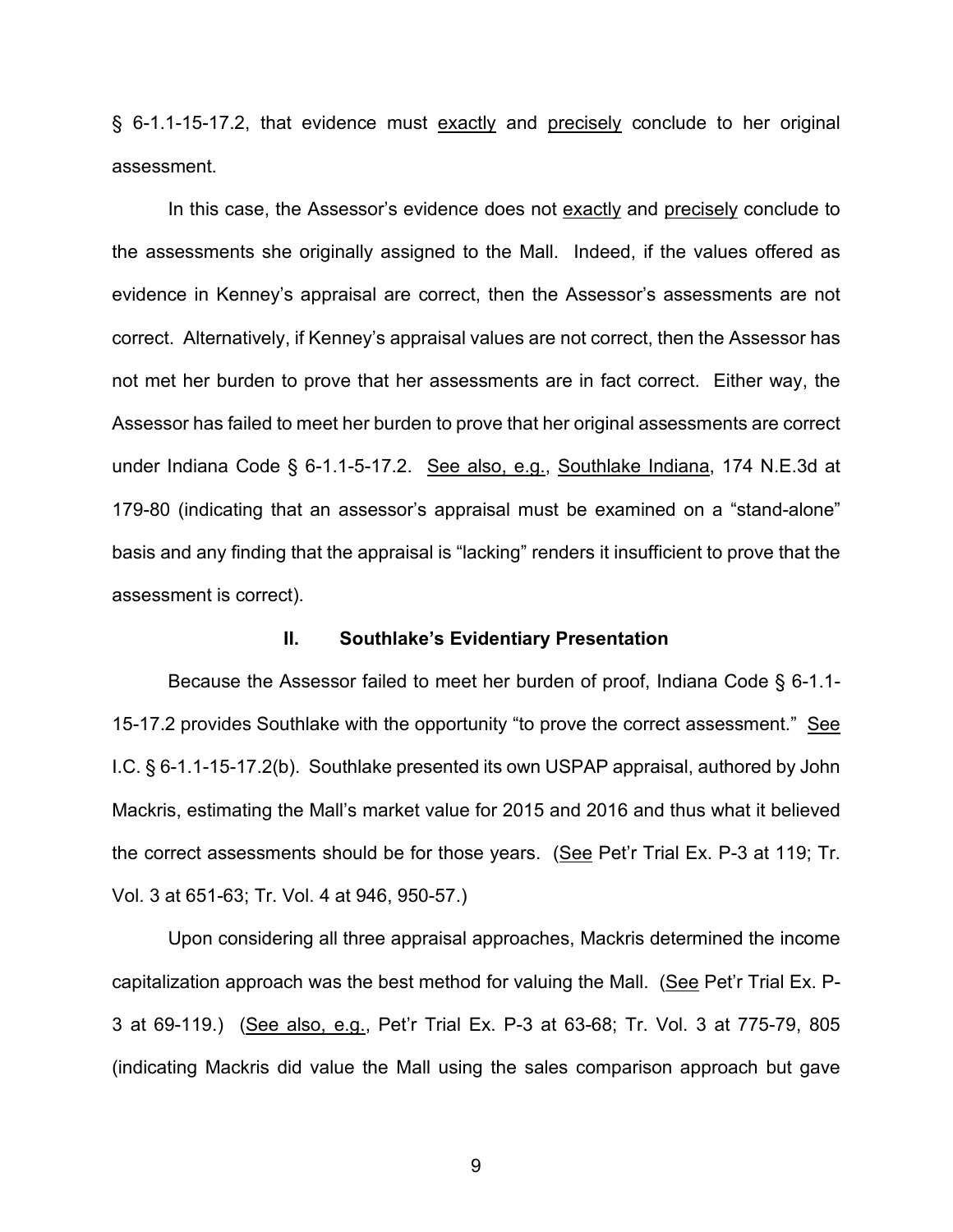§ 6-1.1-15-17.2, that evidence must exactly and precisely conclude to her original assessment.

In this case, the Assessor's evidence does not exactly and precisely conclude to the assessments she originally assigned to the Mall. Indeed, if the values offered as evidence in Kenney's appraisal are correct, then the Assessor's assessments are not correct. Alternatively, if Kenney's appraisal values are not correct, then the Assessor has not met her burden to prove that her assessments are in fact correct. Either way, the Assessor has failed to meet her burden to prove that her original assessments are correct under Indiana Code § 6-1.1-5-17.2. See also, e.g., Southlake Indiana, 174 N.E.3d at 179-80 (indicating that an assessor's appraisal must be examined on a "stand-alone" basis and any finding that the appraisal is "lacking" renders it insufficient to prove that the assessment is correct).

## II. Southlake's Evidentiary Presentation

Because the Assessor failed to meet her burden of proof, Indiana Code § 6-1.1-15-17.2 provides Southlake with the opportunity "to prove the correct assessment." See I.C. § 6-1.1-15-17.2(b). Southlake presented its own USPAP appraisal, authored by John Mackris, estimating the Mall's market value for 2015 and 2016 and thus what it believed the correct assessments should be for those years. (See Pet'r Trial Ex. P-3 at 119; Tr. Vol. 3 at 651-63; Tr. Vol. 4 at 946, 950-57.)

Upon considering all three appraisal approaches, Mackris determined the income capitalization approach was the best method for valuing the Mall. (See Pet'r Trial Ex. P-3 at 69-119.) (See also, e.g., Pet'r Trial Ex. P-3 at 63-68; Tr. Vol. 3 at 775-79, 805 (indicating Mackris did value the Mall using the sales comparison approach but gave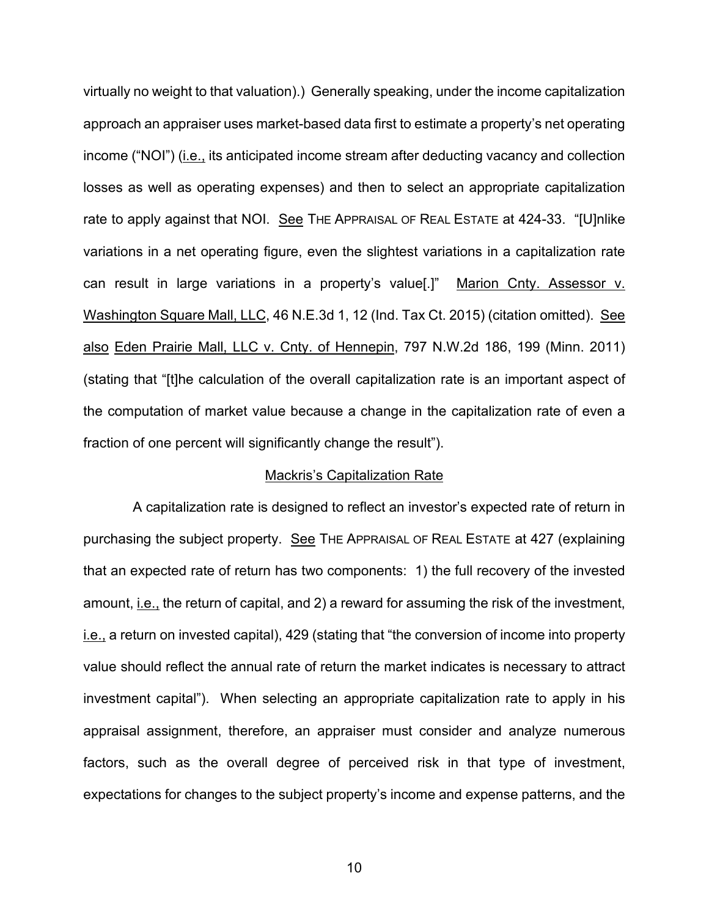virtually no weight to that valuation).) Generally speaking, under the income capitalization approach an appraiser uses market-based data first to estimate a property's net operating income ("NOI") (i.e., its anticipated income stream after deducting vacancy and collection losses as well as operating expenses) and then to select an appropriate capitalization rate to apply against that NOI. See THE APPRAISAL OF REAL ESTATE at 424-33. "[U]nlike variations in a net operating figure, even the slightest variations in a capitalization rate can result in large variations in a property's value[.]" Marion Cnty. Assessor v. Washington Square Mall, LLC, 46 N.E.3d 1, 12 (Ind. Tax Ct. 2015) (citation omitted). See also Eden Prairie Mall, LLC v. Cnty. of Hennepin, 797 N.W.2d 186, 199 (Minn. 2011) (stating that "[t]he calculation of the overall capitalization rate is an important aspect of the computation of market value because a change in the capitalization rate of even a fraction of one percent will significantly change the result").

## Mackris's Capitalization Rate

A capitalization rate is designed to reflect an investor's expected rate of return in purchasing the subject property. See THE APPRAISAL OF REAL ESTATE at 427 (explaining that an expected rate of return has two components: 1) the full recovery of the invested amount, i.e., the return of capital, and 2) a reward for assuming the risk of the investment, i.e., a return on invested capital), 429 (stating that "the conversion of income into property value should reflect the annual rate of return the market indicates is necessary to attract investment capital"). When selecting an appropriate capitalization rate to apply in his appraisal assignment, therefore, an appraiser must consider and analyze numerous factors, such as the overall degree of perceived risk in that type of investment, expectations for changes to the subject property's income and expense patterns, and the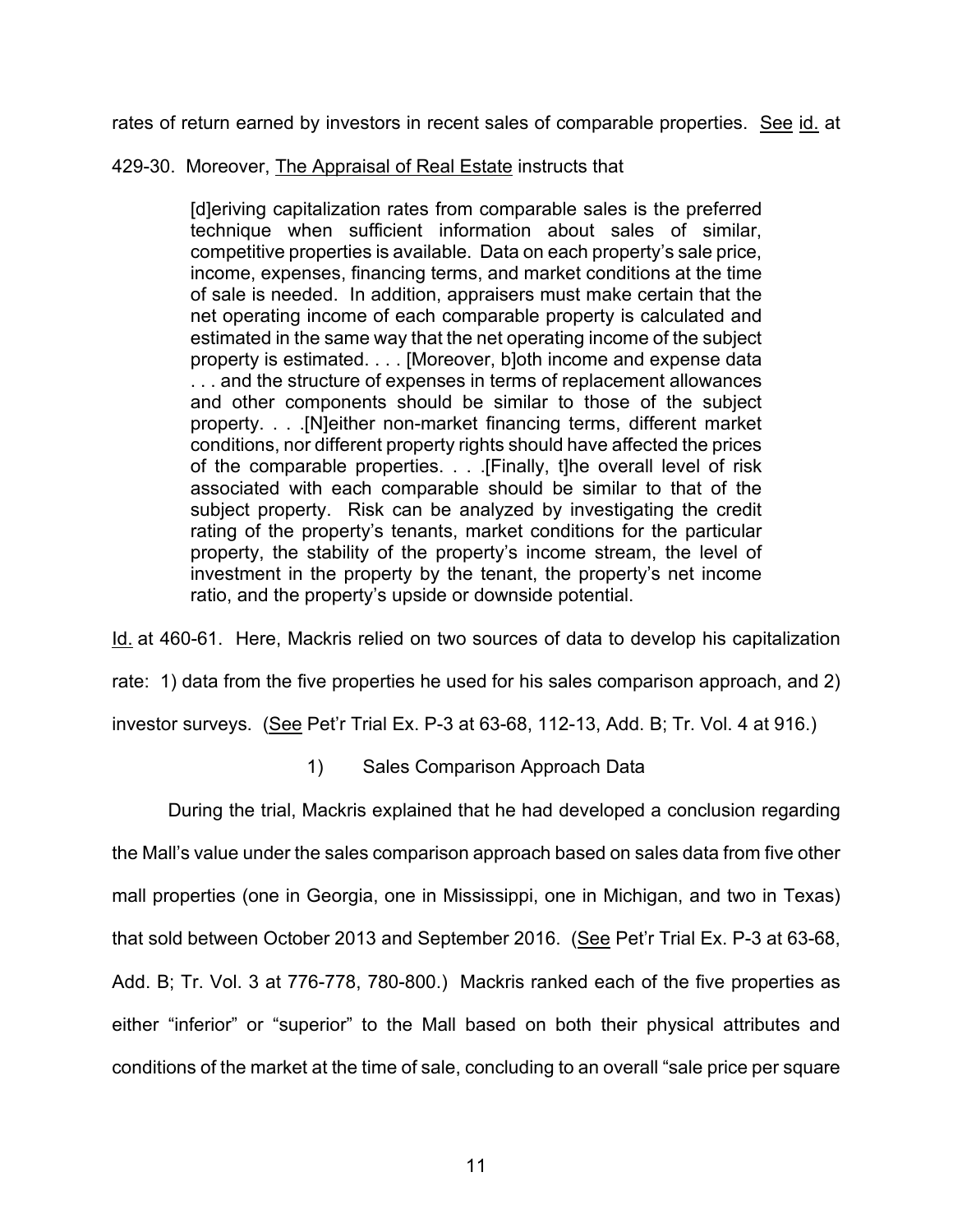rates of return earned by investors in recent sales of comparable properties. See id. at 429-30. Moreover, The Appraisal of Real Estate instructs that

> [d]eriving capitalization rates from comparable sales is the preferred technique when sufficient information about sales of similar, competitive properties is available. Data on each property's sale price, income, expenses, financing terms, and market conditions at the time of sale is needed. In addition, appraisers must make certain that the net operating income of each comparable property is calculated and estimated in the same way that the net operating income of the subject property is estimated. . . . [Moreover, b]oth income and expense data . . . and the structure of expenses in terms of replacement allowances and other components should be similar to those of the subject property. . . .[N]either non-market financing terms, different market conditions, nor different property rights should have affected the prices of the comparable properties. . . .[Finally, t]he overall level of risk associated with each comparable should be similar to that of the subject property. Risk can be analyzed by investigating the credit rating of the property's tenants, market conditions for the particular property, the stability of the property's income stream, the level of investment in the property by the tenant, the property's net income ratio, and the property's upside or downside potential.

Id. at 460-61. Here, Mackris relied on two sources of data to develop his capitalization rate: 1) data from the five properties he used for his sales comparison approach, and 2) investor surveys. (See Pet'r Trial Ex. P-3 at 63-68, 112-13, Add. B; Tr. Vol. 4 at 916.)

1) Sales Comparison Approach Data

During the trial, Mackris explained that he had developed a conclusion regarding the Mall's value under the sales comparison approach based on sales data from five other mall properties (one in Georgia, one in Mississippi, one in Michigan, and two in Texas) that sold between October 2013 and September 2016. (See Pet'r Trial Ex. P-3 at 63-68, Add. B; Tr. Vol. 3 at 776-778, 780-800.) Mackris ranked each of the five properties as either "inferior" or "superior" to the Mall based on both their physical attributes and conditions of the market at the time of sale, concluding to an overall "sale price per square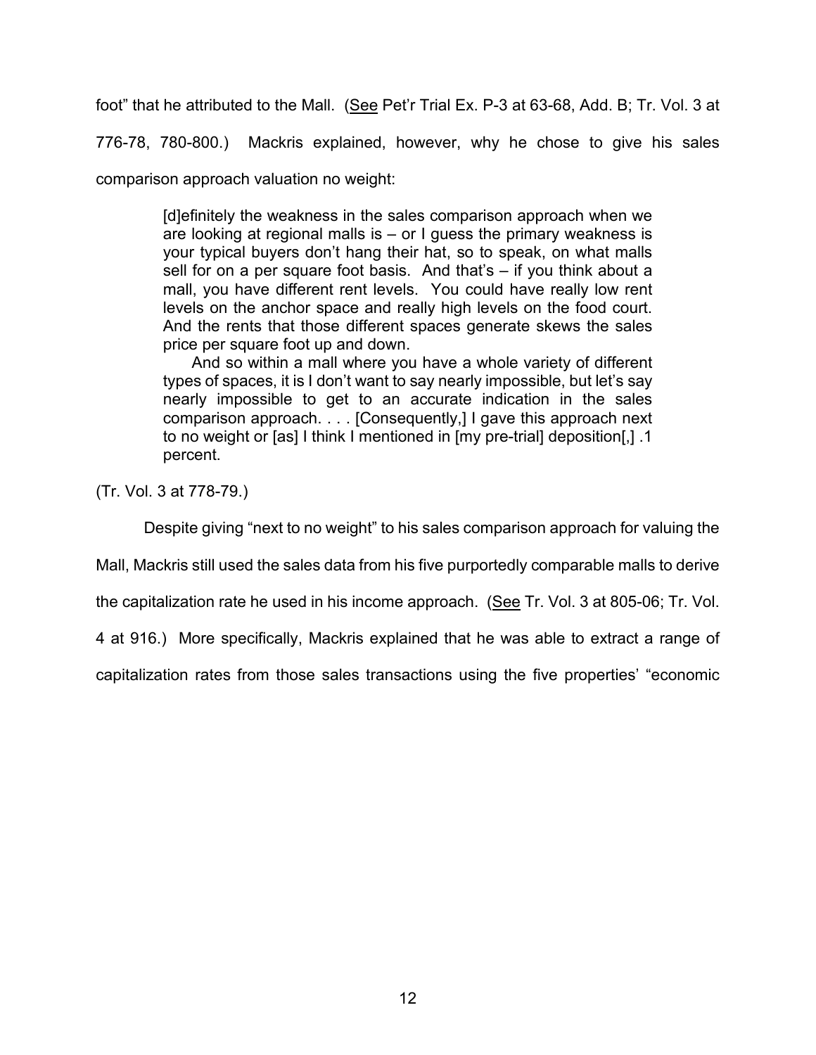foot" that he attributed to the Mall. (See Pet'r Trial Ex. P-3 at 63-68, Add. B; Tr. Vol. 3 at 776-78, 780-800.) Mackris explained, however, why he chose to give his sales comparison approach valuation no weight:

> [d]efinitely the weakness in the sales comparison approach when we are looking at regional malls is – or I guess the primary weakness is your typical buyers don't hang their hat, so to speak, on what malls sell for on a per square foot basis. And that's – if you think about a mall, you have different rent levels. You could have really low rent levels on the anchor space and really high levels on the food court. And the rents that those different spaces generate skews the sales price per square foot up and down.
>
> And so within a mall where you have a whole variety of different types of spaces, it is I don't want to say nearly impossible, but let's say nearly impossible to get to an accurate indication in the sales comparison approach. . . . [Consequently,] I gave this approach next to no weight or [as] I think I mentioned in [my pre-trial] deposition[,] .1 percent.

(Tr. Vol. 3 at 778-79.)

Despite giving "next to no weight" to his sales comparison approach for valuing the Mall, Mackris still used the sales data from his five purportedly comparable malls to derive the capitalization rate he used in his income approach. (See Tr. Vol. 3 at 805-06; Tr. Vol. 4 at 916.) More specifically, Mackris explained that he was able to extract a range of capitalization rates from those sales transactions using the five properties' "economic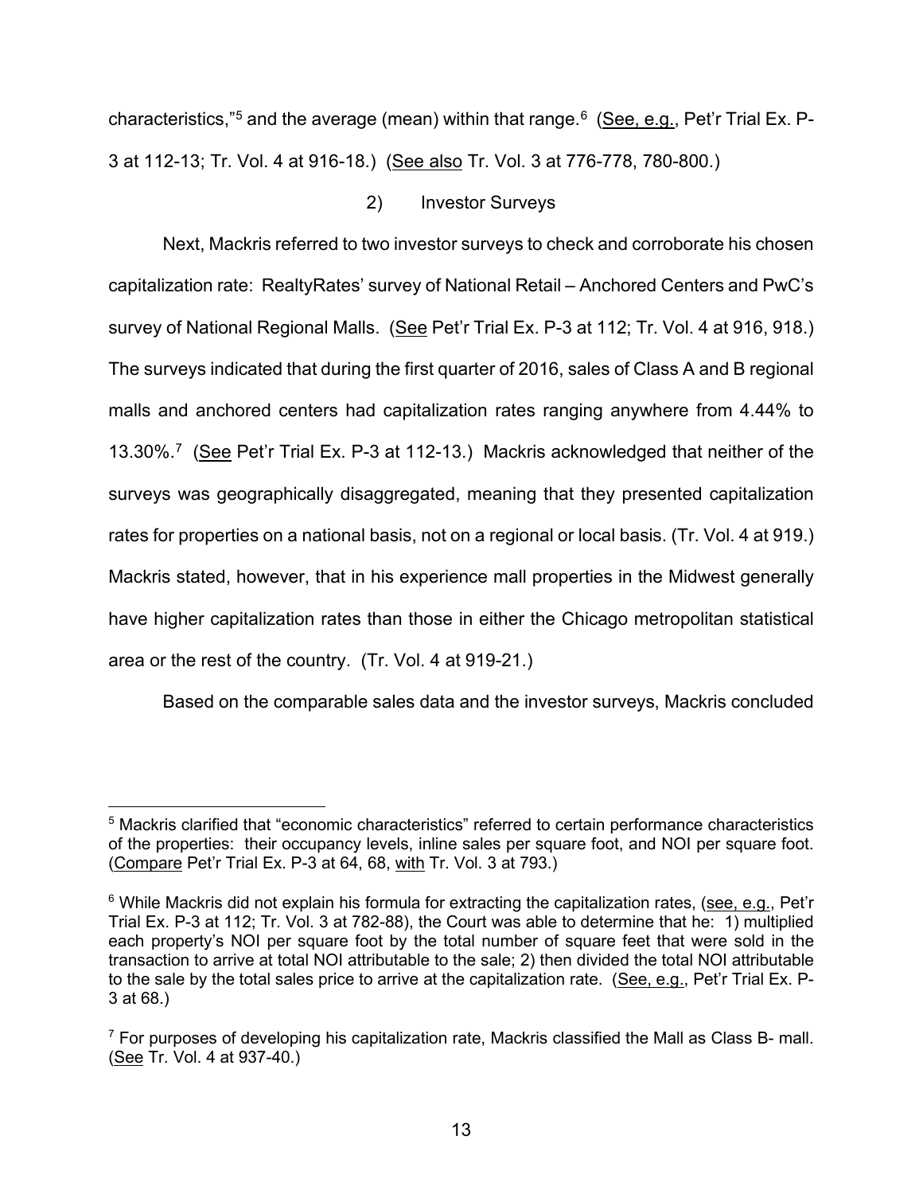characteristics,"[5] and the average (mean) within that range.[6] (See, e.g., Pet'r Trial Ex. P-3 at 112-13; Tr. Vol. 4 at 916-18.) (See also Tr. Vol. 3 at 776-778, 780-800.)

2) Investor Surveys

Next, Mackris referred to two investor surveys to check and corroborate his chosen capitalization rate: RealtyRates' survey of National Retail – Anchored Centers and PwC's survey of National Regional Malls. (See Pet'r Trial Ex. P-3 at 112; Tr. Vol. 4 at 916, 918.) The surveys indicated that during the first quarter of 2016, sales of Class A and B regional malls and anchored centers had capitalization rates ranging anywhere from 4.44% to 13.30%.[7] (See Pet'r Trial Ex. P-3 at 112-13.) Mackris acknowledged that neither of the surveys was geographically disaggregated, meaning that they presented capitalization rates for properties on a national basis, not on a regional or local basis. (Tr. Vol. 4 at 919.) Mackris stated, however, that in his experience mall properties in the Midwest generally have higher capitalization rates than those in either the Chicago metropolitan statistical area or the rest of the country. (Tr. Vol. 4 at 919-21.)

Based on the comparable sales data and the investor surveys, Mackris concluded

---

[5] Mackris clarified that "economic characteristics" referred to certain performance characteristics of the properties: their occupancy levels, inline sales per square foot, and NOI per square foot. (Compare Pet'r Trial Ex. P-3 at 64, 68, with Tr. Vol. 3 at 793.)

[6] While Mackris did not explain his formula for extracting the capitalization rates, (see, e.g., Pet'r Trial Ex. P-3 at 112; Tr. Vol. 3 at 782-88), the Court was able to determine that he: 1) multiplied each property's NOI per square foot by the total number of square feet that were sold in the transaction to arrive at total NOI attributable to the sale; 2) then divided the total NOI attributable to the sale by the total sales price to arrive at the capitalization rate. (See, e.g., Pet'r Trial Ex. P-3 at 68.)

[7] For purposes of developing his capitalization rate, Mackris classified the Mall as Class B- mall. (See Tr. Vol. 4 at 937-40.)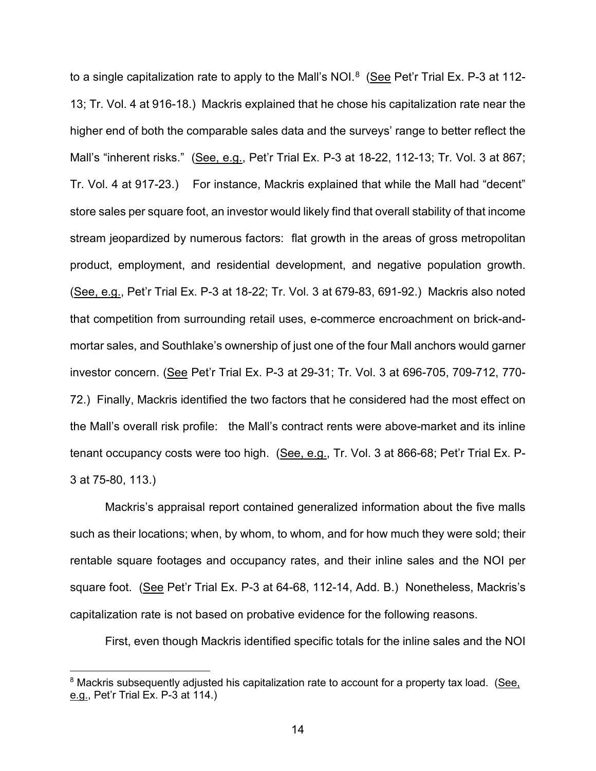to a single capitalization rate to apply to the Mall's NOI.[8] (See Pet'r Trial Ex. P-3 at 112-13; Tr. Vol. 4 at 916-18.) Mackris explained that he chose his capitalization rate near the higher end of both the comparable sales data and the surveys' range to better reflect the Mall's "inherent risks." (See, e.g., Pet'r Trial Ex. P-3 at 18-22, 112-13; Tr. Vol. 3 at 867; Tr. Vol. 4 at 917-23.) For instance, Mackris explained that while the Mall had "decent" store sales per square foot, an investor would likely find that overall stability of that income stream jeopardized by numerous factors: flat growth in the areas of gross metropolitan product, employment, and residential development, and negative population growth. (See, e.g., Pet'r Trial Ex. P-3 at 18-22; Tr. Vol. 3 at 679-83, 691-92.) Mackris also noted that competition from surrounding retail uses, e-commerce encroachment on brick-and-mortar sales, and Southlake's ownership of just one of the four Mall anchors would garner investor concern. (See Pet'r Trial Ex. P-3 at 29-31; Tr. Vol. 3 at 696-705, 709-712, 770-72.) Finally, Mackris identified the two factors that he considered had the most effect on the Mall's overall risk profile: the Mall's contract rents were above-market and its inline tenant occupancy costs were too high. (See, e.g., Tr. Vol. 3 at 866-68; Pet'r Trial Ex. P-3 at 75-80, 113.)

Mackris's appraisal report contained generalized information about the five malls such as their locations; when, by whom, to whom, and for how much they were sold; their rentable square footages and occupancy rates, and their inline sales and the NOI per square foot. (See Pet'r Trial Ex. P-3 at 64-68, 112-14, Add. B.) Nonetheless, Mackris's capitalization rate is not based on probative evidence for the following reasons.

First, even though Mackris identified specific totals for the inline sales and the NOI

---

[8] Mackris subsequently adjusted his capitalization rate to account for a property tax load. (See, e.g., Pet'r Trial Ex. P-3 at 114.)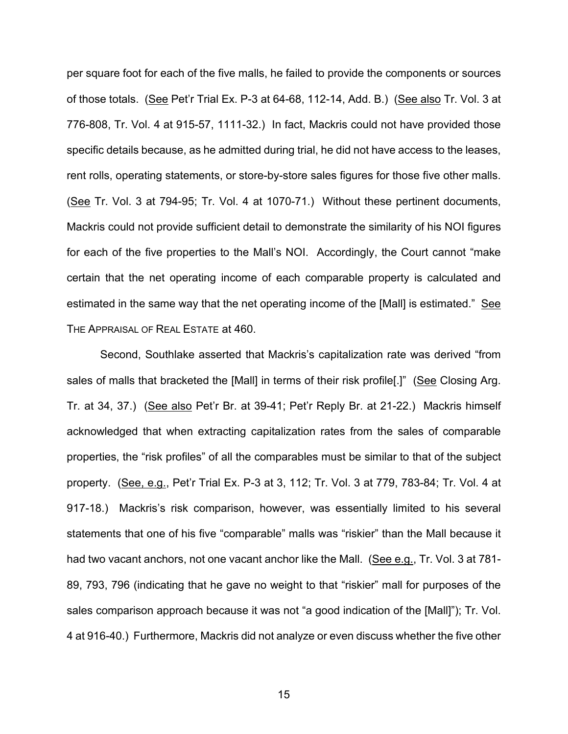per square foot for each of the five malls, he failed to provide the components or sources of those totals. (See Pet'r Trial Ex. P-3 at 64-68, 112-14, Add. B.) (See also Tr. Vol. 3 at 776-808, Tr. Vol. 4 at 915-57, 1111-32.) In fact, Mackris could not have provided those specific details because, as he admitted during trial, he did not have access to the leases, rent rolls, operating statements, or store-by-store sales figures for those five other malls. (See Tr. Vol. 3 at 794-95; Tr. Vol. 4 at 1070-71.) Without these pertinent documents, Mackris could not provide sufficient detail to demonstrate the similarity of his NOI figures for each of the five properties to the Mall's NOI. Accordingly, the Court cannot "make certain that the net operating income of each comparable property is calculated and estimated in the same way that the net operating income of the [Mall] is estimated." See THE APPRAISAL OF REAL ESTATE at 460.

Second, Southlake asserted that Mackris's capitalization rate was derived "from sales of malls that bracketed the [Mall] in terms of their risk profile[.]" (See Closing Arg. Tr. at 34, 37.) (See also Pet'r Br. at 39-41; Pet'r Reply Br. at 21-22.) Mackris himself acknowledged that when extracting capitalization rates from the sales of comparable properties, the "risk profiles" of all the comparables must be similar to that of the subject property. (See, e.g., Pet'r Trial Ex. P-3 at 3, 112; Tr. Vol. 3 at 779, 783-84; Tr. Vol. 4 at 917-18.) Mackris's risk comparison, however, was essentially limited to his several statements that one of his five "comparable" malls was "riskier" than the Mall because it had two vacant anchors, not one vacant anchor like the Mall. (See e.g., Tr. Vol. 3 at 781-89, 793, 796 (indicating that he gave no weight to that "riskier" mall for purposes of the sales comparison approach because it was not "a good indication of the [Mall]"); Tr. Vol. 4 at 916-40.) Furthermore, Mackris did not analyze or even discuss whether the five other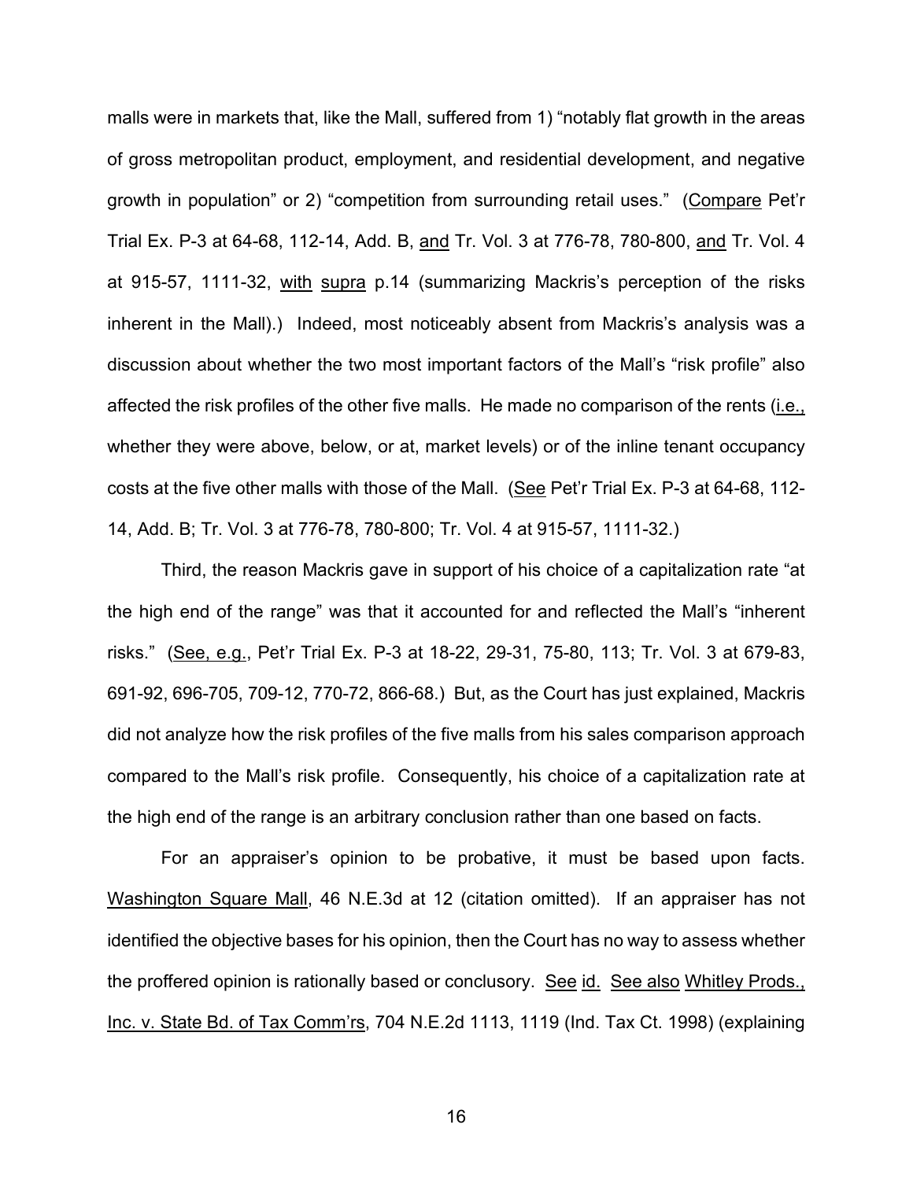malls were in markets that, like the Mall, suffered from 1) "notably flat growth in the areas of gross metropolitan product, employment, and residential development, and negative growth in population" or 2) "competition from surrounding retail uses." (Compare Pet'r Trial Ex. P-3 at 64-68, 112-14, Add. B, and Tr. Vol. 3 at 776-78, 780-800, and Tr. Vol. 4 at 915-57, 1111-32, with supra p.14 (summarizing Mackris's perception of the risks inherent in the Mall).) Indeed, most noticeably absent from Mackris's analysis was a discussion about whether the two most important factors of the Mall's "risk profile" also affected the risk profiles of the other five malls. He made no comparison of the rents (i.e., whether they were above, below, or at, market levels) or of the inline tenant occupancy costs at the five other malls with those of the Mall. (See Pet'r Trial Ex. P-3 at 64-68, 112-14, Add. B; Tr. Vol. 3 at 776-78, 780-800; Tr. Vol. 4 at 915-57, 1111-32.)

Third, the reason Mackris gave in support of his choice of a capitalization rate "at the high end of the range" was that it accounted for and reflected the Mall's "inherent risks." (See, e.g., Pet'r Trial Ex. P-3 at 18-22, 29-31, 75-80, 113; Tr. Vol. 3 at 679-83, 691-92, 696-705, 709-12, 770-72, 866-68.) But, as the Court has just explained, Mackris did not analyze how the risk profiles of the five malls from his sales comparison approach compared to the Mall's risk profile. Consequently, his choice of a capitalization rate at the high end of the range is an arbitrary conclusion rather than one based on facts.

For an appraiser's opinion to be probative, it must be based upon facts. Washington Square Mall, 46 N.E.3d at 12 (citation omitted). If an appraiser has not identified the objective bases for his opinion, then the Court has no way to assess whether the proffered opinion is rationally based or conclusory. See id. See also Whitley Prods., Inc. v. State Bd. of Tax Comm'rs, 704 N.E.2d 1113, 1119 (Ind. Tax Ct. 1998) (explaining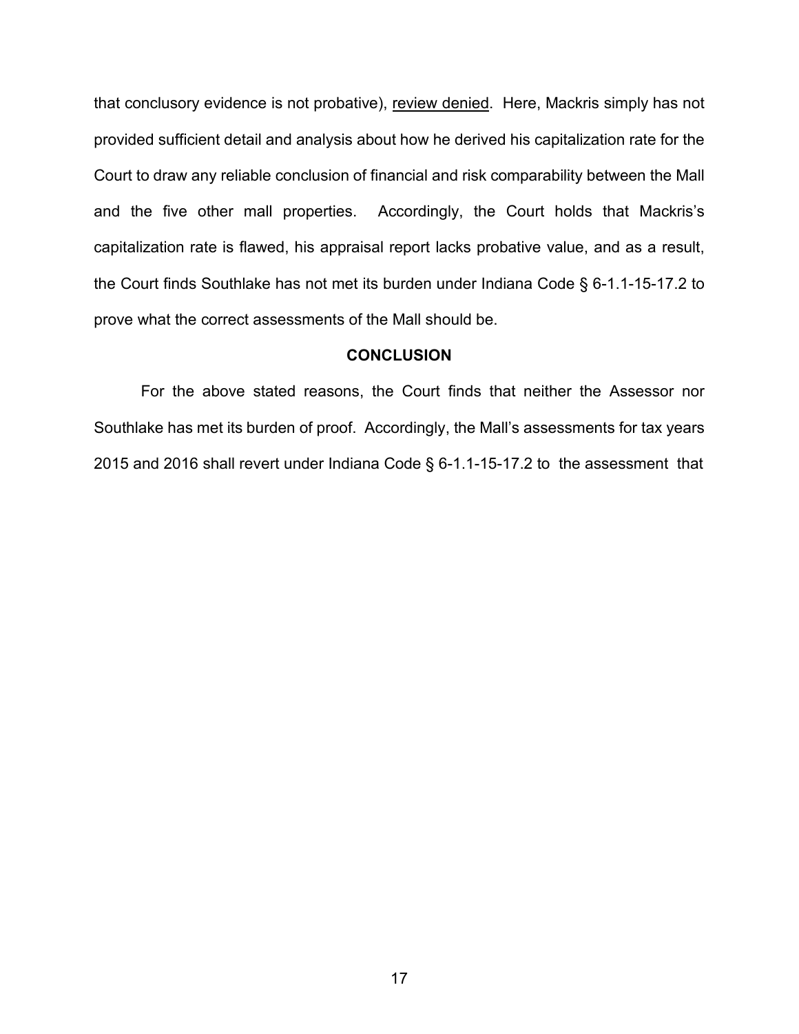that conclusory evidence is not probative), review denied. Here, Mackris simply has not provided sufficient detail and analysis about how he derived his capitalization rate for the Court to draw any reliable conclusion of financial and risk comparability between the Mall and the five other mall properties. Accordingly, the Court holds that Mackris's capitalization rate is flawed, his appraisal report lacks probative value, and as a result, the Court finds Southlake has not met its burden under Indiana Code § 6-1.1-15-17.2 to prove what the correct assessments of the Mall should be.

**CONCLUSION**

For the above stated reasons, the Court finds that neither the Assessor nor Southlake has met its burden of proof. Accordingly, the Mall's assessments for tax years 2015 and 2016 shall revert under Indiana Code § 6-1.1-15-17.2 to the assessment that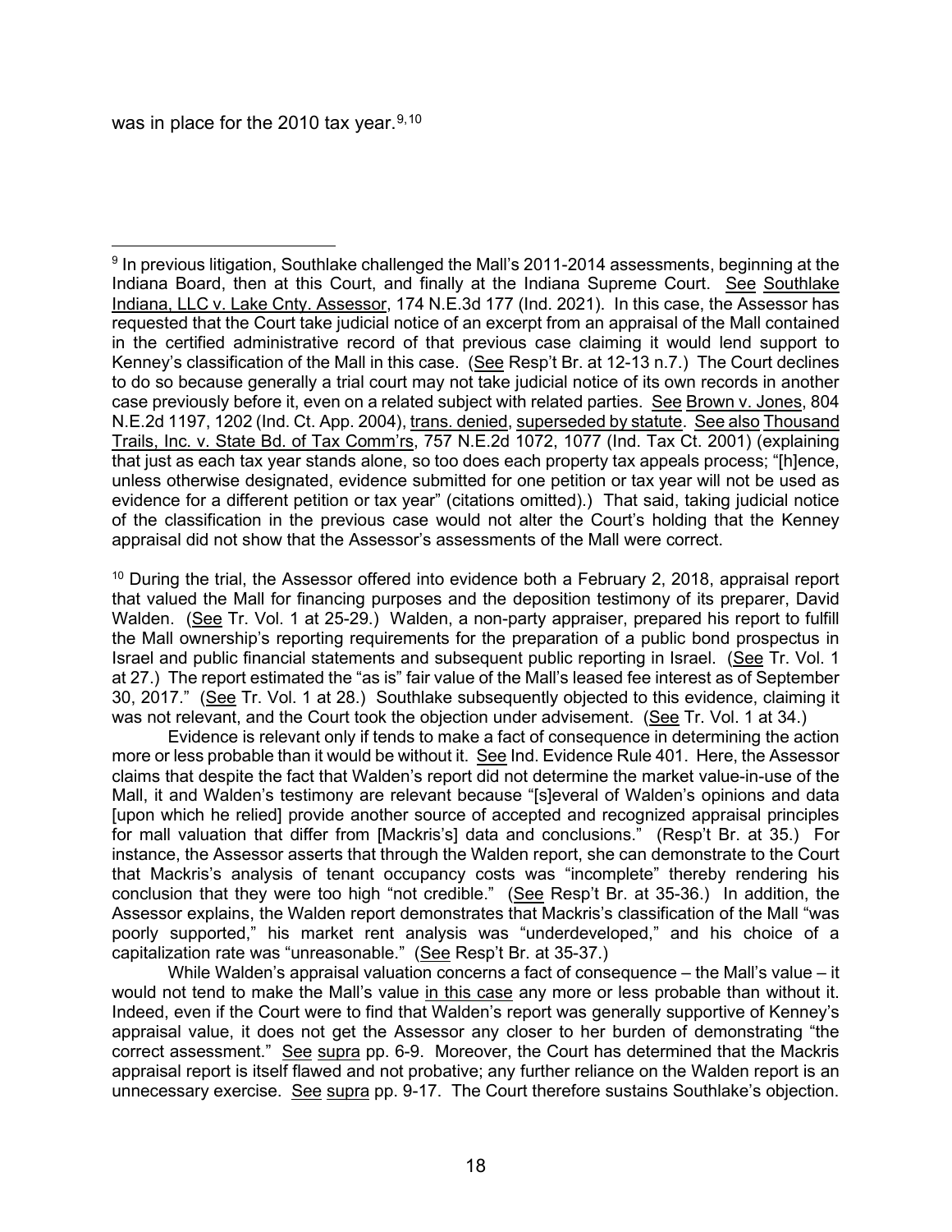was in place for the 2010 tax year.[9,10]

---

[9] In previous litigation, Southlake challenged the Mall's 2011-2014 assessments, beginning at the Indiana Board, then at this Court, and finally at the Indiana Supreme Court. See Southlake Indiana, LLC v. Lake Cnty. Assessor, 174 N.E.3d 177 (Ind. 2021). In this case, the Assessor has requested that the Court take judicial notice of an excerpt from an appraisal of the Mall contained in the certified administrative record of that previous case claiming it would lend support to Kenney's classification of the Mall in this case. (See Resp't Br. at 12-13 n.7.) The Court declines to do so because generally a trial court may not take judicial notice of its own records in another case previously before it, even on a related subject with related parties. See Brown v. Jones, 804 N.E.2d 1197, 1202 (Ind. Ct. App. 2004), trans. denied, superseded by statute. See also Thousand Trails, Inc. v. State Bd. of Tax Comm'rs, 757 N.E.2d 1072, 1077 (Ind. Tax Ct. 2001) (explaining that just as each tax year stands alone, so too does each property tax appeals process; "[h]ence, unless otherwise designated, evidence submitted for one petition or tax year will not be used as evidence for a different petition or tax year" (citations omitted).) That said, taking judicial notice of the classification in the previous case would not alter the Court's holding that the Kenney appraisal did not show that the Assessor's assessments of the Mall were correct.

[10] During the trial, the Assessor offered into evidence both a February 2, 2018, appraisal report that valued the Mall for financing purposes and the deposition testimony of its preparer, David Walden. (See Tr. Vol. 1 at 25-29.) Walden, a non-party appraiser, prepared his report to fulfill the Mall ownership's reporting requirements for the preparation of a public bond prospectus in Israel and public financial statements and subsequent public reporting in Israel. (See Tr. Vol. 1 at 27.) The report estimated the "as is" fair value of the Mall's leased fee interest as of September 30, 2017." (See Tr. Vol. 1 at 28.) Southlake subsequently objected to this evidence, claiming it was not relevant, and the Court took the objection under advisement. (See Tr. Vol. 1 at 34.)

Evidence is relevant only if tends to make a fact of consequence in determining the action more or less probable than it would be without it. See Ind. Evidence Rule 401. Here, the Assessor claims that despite the fact that Walden's report did not determine the market value-in-use of the Mall, it and Walden's testimony are relevant because "[s]everal of Walden's opinions and data [upon which he relied] provide another source of accepted and recognized appraisal principles for mall valuation that differ from [Mackris's] data and conclusions." (Resp't Br. at 35.) For instance, the Assessor asserts that through the Walden report, she can demonstrate to the Court that Mackris's analysis of tenant occupancy costs was "incomplete" thereby rendering his conclusion that they were too high "not credible." (See Resp't Br. at 35-36.) In addition, the Assessor explains, the Walden report demonstrates that Mackris's classification of the Mall "was poorly supported," his market rent analysis was "underdeveloped," and his choice of a capitalization rate was "unreasonable." (See Resp't Br. at 35-37.)

While Walden's appraisal valuation concerns a fact of consequence – the Mall's value – it would not tend to make the Mall's value in this case any more or less probable than without it. Indeed, even if the Court were to find that Walden's report was generally supportive of Kenney's appraisal value, it does not get the Assessor any closer to her burden of demonstrating "the correct assessment." See supra pp. 6-9. Moreover, the Court has determined that the Mackris appraisal report is itself flawed and not probative; any further reliance on the Walden report is an unnecessary exercise. See supra pp. 9-17. The Court therefore sustains Southlake's objection.